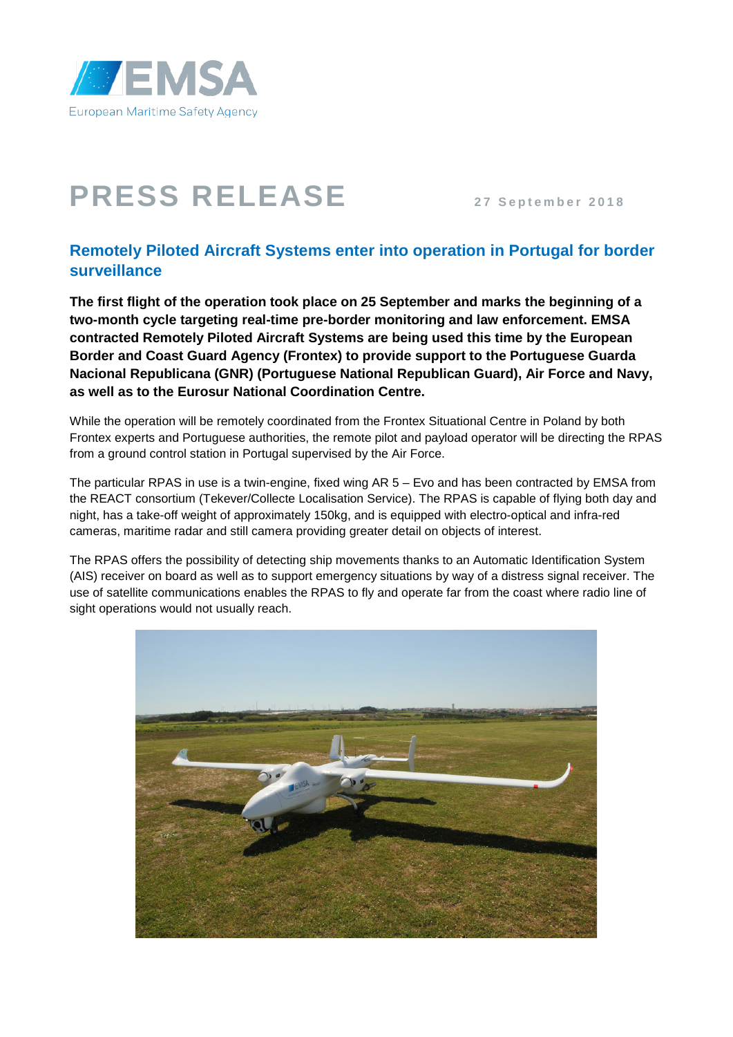EMSA

European Maritime Safety Agency

# PRESS RELEASE

27 September 2018

## Remotely Piloted Aircraft Systems enter into operation in Portugal for border surveillance

**The first flight of the operation took place on 25 September and marks the beginning of a two-month cycle targeting real-time pre-border monitoring and law enforcement. EMSA contracted Remotely Piloted Aircraft Systems are being used this time by the European Border and Coast Guard Agency (Frontex) to provide support to the Portuguese Guarda Nacional Republicana (GNR) (Portuguese National Republican Guard), Air Force and Navy, as well as to the Eurosur National Coordination Centre.**

While the operation will be remotely coordinated from the Frontex Situational Centre in Poland by both Frontex experts and Portuguese authorities, the remote pilot and payload operator will be directing the RPAS from a ground control station in Portugal supervised by the Air Force.

The particular RPAS in use is a twin-engine, fixed wing AR 5 – Evo and has been contracted by EMSA from the REACT consortium (Tekever/Collecte Localisation Service). The RPAS is capable of flying both day and night, has a take-off weight of approximately 150kg, and is equipped with electro-optical and infra-red cameras, maritime radar and still camera providing greater detail on objects of interest.

The RPAS offers the possibility of detecting ship movements thanks to an Automatic Identification System (AIS) receiver on board as well as to support emergency situations by way of a distress signal receiver. The use of satellite communications enables the RPAS to fly and operate far from the coast where radio line of sight operations would not usually reach.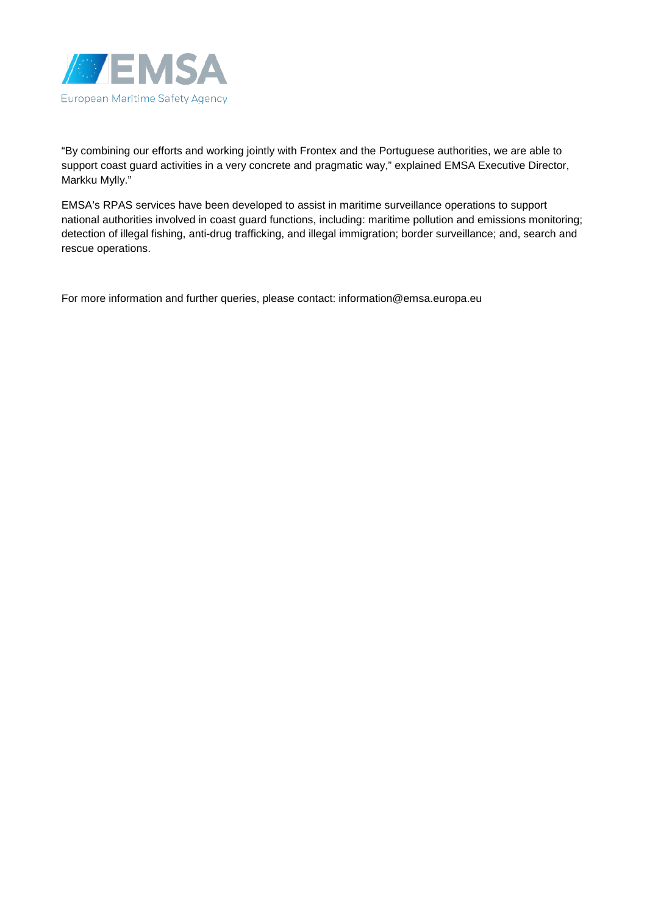"By combining our efforts and working jointly with Frontex and the Portuguese authorities, we are able to support coast guard activities in a very concrete and pragmatic way," explained EMSA Executive Director, Markku Mylly."

EMSA's RPAS services have been developed to assist in maritime surveillance operations to support national authorities involved in coast guard functions, including: maritime pollution and emissions monitoring; detection of illegal fishing, anti-drug trafficking, and illegal immigration; border surveillance; and, search and rescue operations.

For more information and further queries, please contact: information@emsa.europa.eu